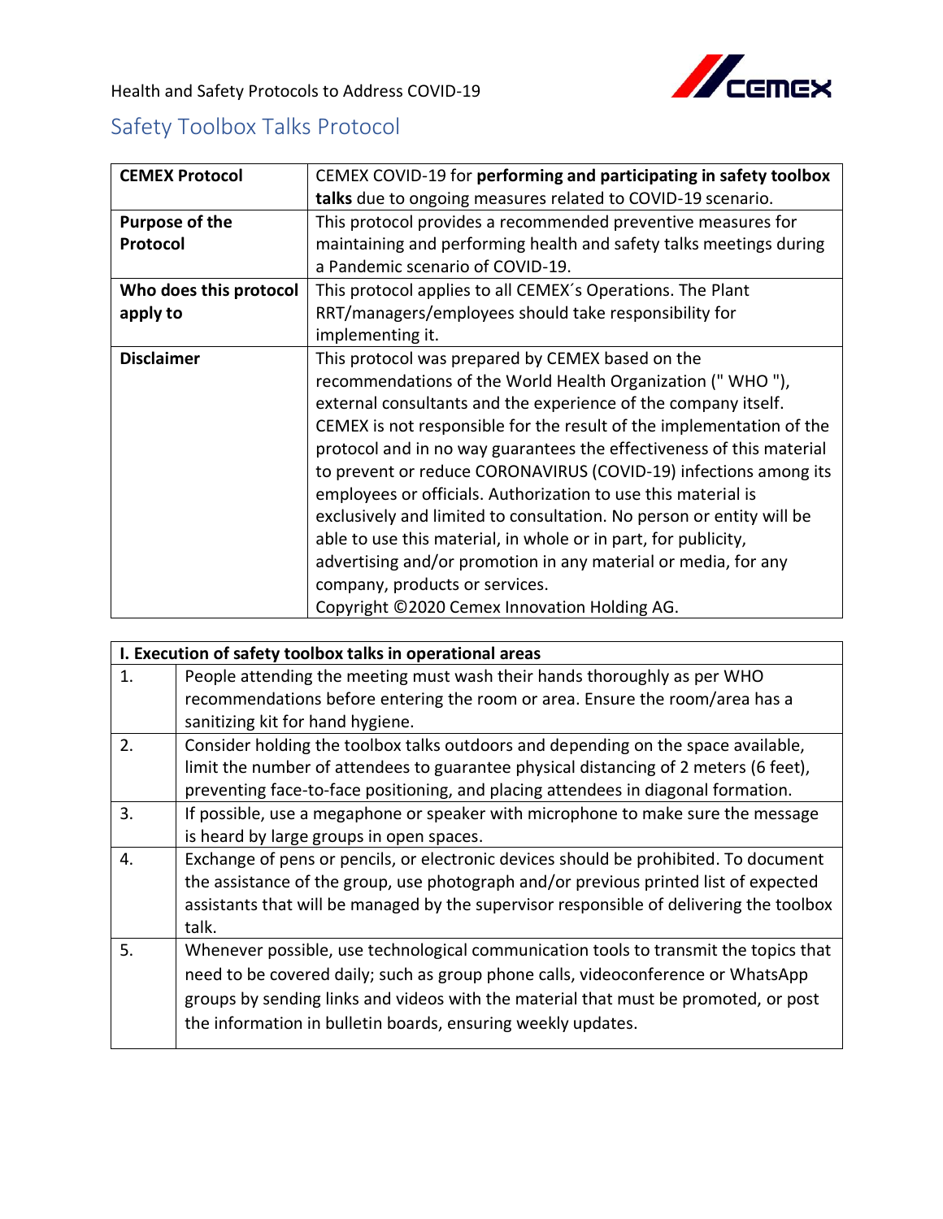Health and Safety Protocols to Address COVID-19

## Safety Toolbox Talks Protocol

| | |
|---|---|
| **CEMEX Protocol** | CEMEX COVID-19 for **performing and participating in safety toolbox talks** due to ongoing measures related to COVID-19 scenario. |
| **Purpose of the Protocol** | This protocol provides a recommended preventive measures for maintaining and performing health and safety talks meetings during a Pandemic scenario of COVID-19. |
| **Who does this protocol apply to** | This protocol applies to all CEMEX´s Operations. The Plant RRT/managers/employees should take responsibility for implementing it. |
| **Disclaimer** | This protocol was prepared by CEMEX based on the recommendations of the World Health Organization (" WHO "), external consultants and the experience of the company itself. CEMEX is not responsible for the result of the implementation of the protocol and in no way guarantees the effectiveness of this material to prevent or reduce CORONAVIRUS (COVID-19) infections among its employees or officials. Authorization to use this material is exclusively and limited to consultation. No person or entity will be able to use this material, in whole or in part, for publicity, advertising and/or promotion in any material or media, for any company, products or services.<br>Copyright ©2020 Cemex Innovation Holding AG. |

| **I. Execution of safety toolbox talks in operational areas** | |
|---|---|
| 1. | People attending the meeting must wash their hands thoroughly as per WHO recommendations before entering the room or area. Ensure the room/area has a sanitizing kit for hand hygiene. |
| 2. | Consider holding the toolbox talks outdoors and depending on the space available, limit the number of attendees to guarantee physical distancing of 2 meters (6 feet), preventing face-to-face positioning, and placing attendees in diagonal formation. |
| 3. | If possible, use a megaphone or speaker with microphone to make sure the message is heard by large groups in open spaces. |
| 4. | Exchange of pens or pencils, or electronic devices should be prohibited. To document the assistance of the group, use photograph and/or previous printed list of expected assistants that will be managed by the supervisor responsible of delivering the toolbox talk. |
| 5. | Whenever possible, use technological communication tools to transmit the topics that need to be covered daily; such as group phone calls, videoconference or WhatsApp groups by sending links and videos with the material that must be promoted, or post the information in bulletin boards, ensuring weekly updates. |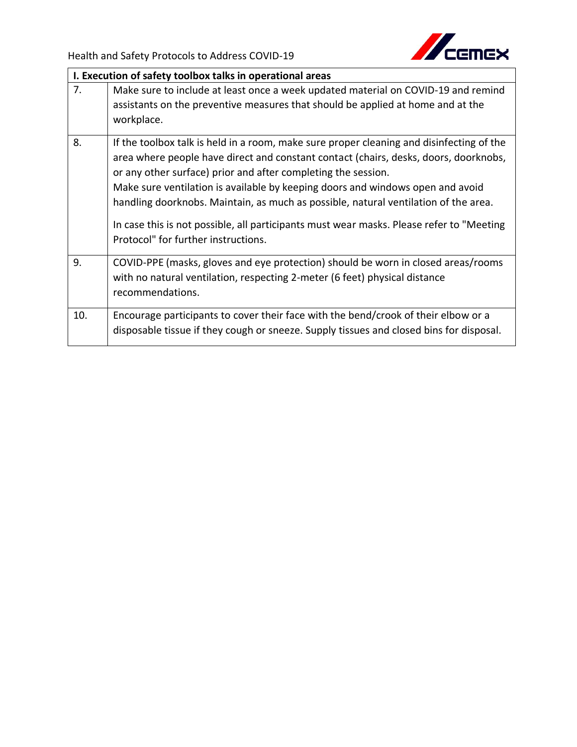| I. Execution of safety toolbox talks in operational areas | |
| --- | --- |
| 7. | Make sure to include at least once a week updated material on COVID-19 and remind assistants on the preventive measures that should be applied at home and at the workplace. |
| 8. | If the toolbox talk is held in a room, make sure proper cleaning and disinfecting of the area where people have direct and constant contact (chairs, desks, doors, doorknobs, or any other surface) prior and after completing the session.<br>Make sure ventilation is available by keeping doors and windows open and avoid handling doorknobs. Maintain, as much as possible, natural ventilation of the area.<br><br>In case this is not possible, all participants must wear masks. Please refer to "Meeting Protocol" for further instructions. |
| 9. | COVID-PPE (masks, gloves and eye protection) should be worn in closed areas/rooms with no natural ventilation, respecting 2-meter (6 feet) physical distance recommendations. |
| 10. | Encourage participants to cover their face with the bend/crook of their elbow or a disposable tissue if they cough or sneeze. Supply tissues and closed bins for disposal. |